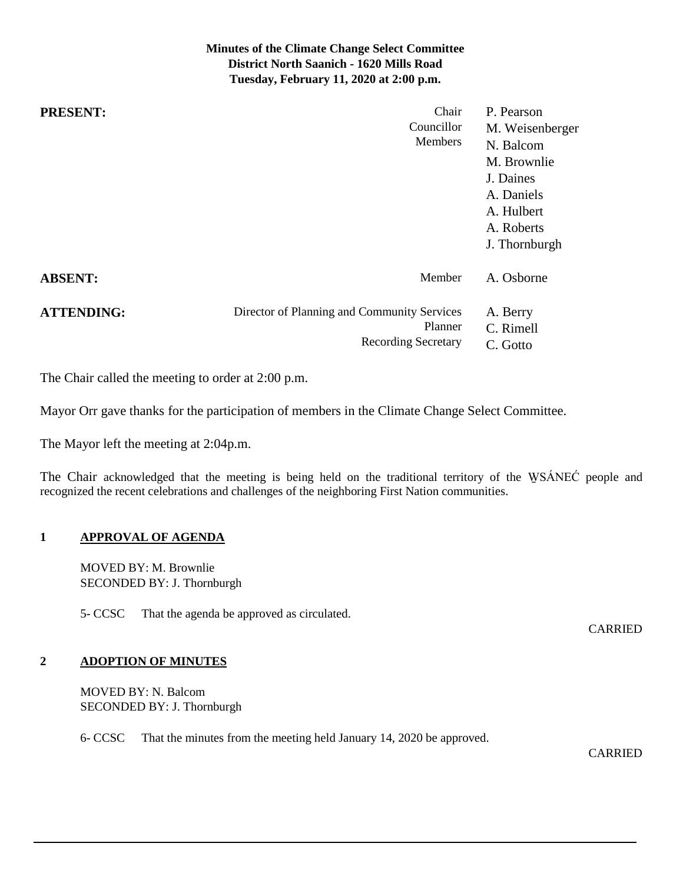**Minutes of the Climate Change Select Committee**
**District North Saanich - 1620 Mills Road**
**Tuesday, February 11, 2020 at 2:00 p.m.**

| | | |
|---|---|---|
| **PRESENT:** | Chair | P. Pearson |
| | Councillor | M. Weisenberger |
| | Members | N. Balcom |
| | | M. Brownlie |
| | | J. Daines |
| | | A. Daniels |
| | | A. Hulbert |
| | | A. Roberts |
| | | J. Thornburgh |
| **ABSENT:** | Member | A. Osborne |
| **ATTENDING:** | Director of Planning and Community Services | A. Berry |
| | Planner | C. Rimell |
| | Recording Secretary | C. Gotto |

The Chair called the meeting to order at 2:00 p.m.

Mayor Orr gave thanks for the participation of members in the Climate Change Select Committee.

The Mayor left the meeting at 2:04p.m.

The Chair acknowledged that the meeting is being held on the traditional territory of the W̱SÁNEĆ people and recognized the recent celebrations and challenges of the neighboring First Nation communities.

## 1 APPROVAL OF AGENDA

MOVED BY: M. Brownlie
SECONDED BY: J. Thornburgh

5- CCSC That the agenda be approved as circulated.

CARRIED

## 2 ADOPTION OF MINUTES

MOVED BY: N. Balcom
SECONDED BY: J. Thornburgh

6- CCSC That the minutes from the meeting held January 14, 2020 be approved.

CARRIED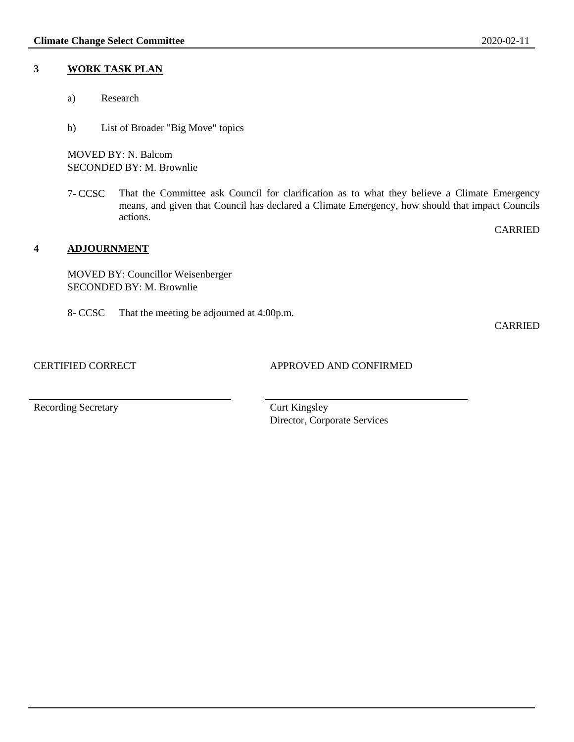## 3 WORK TASK PLAN

a) Research

b) List of Broader "Big Move" topics

MOVED BY: N. Balcom
SECONDED BY: M. Brownlie

7- CCSC That the Committee ask Council for clarification as to what they believe a Climate Emergency means, and given that Council has declared a Climate Emergency, how should that impact Councils actions.

CARRIED

## 4 ADJOURNMENT

MOVED BY: Councillor Weisenberger
SECONDED BY: M. Brownlie

8- CCSC That the meeting be adjourned at 4:00p.m.

CARRIED

CERTIFIED CORRECT

Recording Secretary

APPROVED AND CONFIRMED

Curt Kingsley
Director, Corporate Services